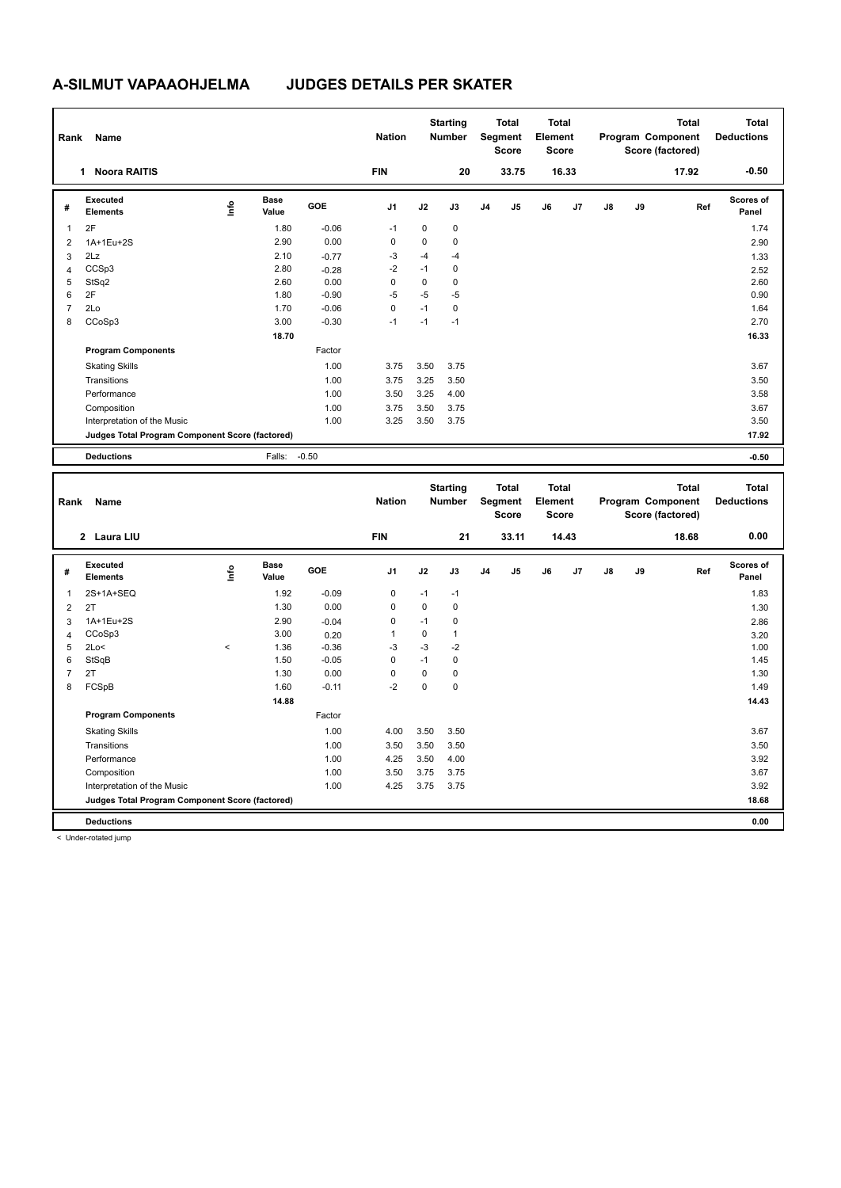# A-SILMUT VAPAAOHJELMA JUDGES DETAILS PER SKATER

| Rank | Name | Nation | Starting Number | Total Segment Score | Total Element Score | Total Program Component Score (factored) | Total Deductions |
|---|---|---|---|---|---|---|---|
| 1 | Noora RAITIS | FIN | 20 | 33.75 | 16.33 | 17.92 | -0.50 |

| # | Executed Elements | Info | Base Value | GOE | J1 | J2 | J3 | J4 | J5 | J6 | J7 | J8 | J9 | Ref | Scores of Panel |
|---|---|---|---|---|---|---|---|---|---|---|---|---|---|---|---|
| 1 | 2F | | 1.80 | -0.06 | -1 | 0 | 0 | | | | | | | | 1.74 |
| 2 | 1A+1Eu+2S | | 2.90 | 0.00 | 0 | 0 | 0 | | | | | | | | 2.90 |
| 3 | 2Lz | | 2.10 | -0.77 | -3 | -4 | -4 | | | | | | | | 1.33 |
| 4 | CCSp3 | | 2.80 | -0.28 | -2 | -1 | 0 | | | | | | | | 2.52 |
| 5 | StSq2 | | 2.60 | 0.00 | 0 | 0 | 0 | | | | | | | | 2.60 |
| 6 | 2F | | 1.80 | -0.90 | -5 | -5 | -5 | | | | | | | | 0.90 |
| 7 | 2Lo | | 1.70 | -0.06 | 0 | -1 | 0 | | | | | | | | 1.64 |
| 8 | CCoSp3 | | 3.00 | -0.30 | -1 | -1 | -1 | | | | | | | | 2.70 |
| | | | 18.70 | | | | | | | | | | | | 16.33 |
| | **Program Components** | | | Factor | | | | | | | | | | | |
| | Skating Skills | | | 1.00 | 3.75 | 3.50 | 3.75 | | | | | | | | 3.67 |
| | Transitions | | | 1.00 | 3.75 | 3.25 | 3.50 | | | | | | | | 3.50 |
| | Performance | | | 1.00 | 3.50 | 3.25 | 4.00 | | | | | | | | 3.58 |
| | Composition | | | 1.00 | 3.75 | 3.50 | 3.75 | | | | | | | | 3.67 |
| | Interpretation of the Music | | | 1.00 | 3.25 | 3.50 | 3.75 | | | | | | | | 3.50 |
| | **Judges Total Program Component Score (factored)** | | | | | | | | | | | | | | 17.92 |
| | **Deductions** | | Falls: | -0.50 | | | | | | | | | | | -0.50 |

| Rank | Name | Nation | Starting Number | Total Segment Score | Total Element Score | Total Program Component Score (factored) | Total Deductions |
|---|---|---|---|---|---|---|---|
| 2 | Laura LIU | FIN | 21 | 33.11 | 14.43 | 18.68 | 0.00 |

| # | Executed Elements | Info | Base Value | GOE | J1 | J2 | J3 | J4 | J5 | J6 | J7 | J8 | J9 | Ref | Scores of Panel |
|---|---|---|---|---|---|---|---|---|---|---|---|---|---|---|---|
| 1 | 2S+1A+SEQ | | 1.92 | -0.09 | 0 | -1 | -1 | | | | | | | | 1.83 |
| 2 | 2T | | 1.30 | 0.00 | 0 | 0 | 0 | | | | | | | | 1.30 |
| 3 | 1A+1Eu+2S | | 2.90 | -0.04 | 0 | -1 | 0 | | | | | | | | 2.86 |
| 4 | CCoSp3 | | 3.00 | 0.20 | 1 | 0 | 1 | | | | | | | | 3.20 |
| 5 | 2Lo< | < | 1.36 | -0.36 | -3 | -3 | -2 | | | | | | | | 1.00 |
| 6 | StSqB | | 1.50 | -0.05 | 0 | -1 | 0 | | | | | | | | 1.45 |
| 7 | 2T | | 1.30 | 0.00 | 0 | 0 | 0 | | | | | | | | 1.30 |
| 8 | FCSpB | | 1.60 | -0.11 | -2 | 0 | 0 | | | | | | | | 1.49 |
| | | | 14.88 | | | | | | | | | | | | 14.43 |
| | **Program Components** | | | Factor | | | | | | | | | | | |
| | Skating Skills | | | 1.00 | 4.00 | 3.50 | 3.50 | | | | | | | | 3.67 |
| | Transitions | | | 1.00 | 3.50 | 3.50 | 3.50 | | | | | | | | 3.50 |
| | Performance | | | 1.00 | 4.25 | 3.50 | 4.00 | | | | | | | | 3.92 |
| | Composition | | | 1.00 | 3.50 | 3.75 | 3.75 | | | | | | | | 3.67 |
| | Interpretation of the Music | | | 1.00 | 4.25 | 3.75 | 3.75 | | | | | | | | 3.92 |
| | **Judges Total Program Component Score (factored)** | | | | | | | | | | | | | | 18.68 |
| | **Deductions** | | | | | | | | | | | | | | 0.00 |

< Under-rotated jump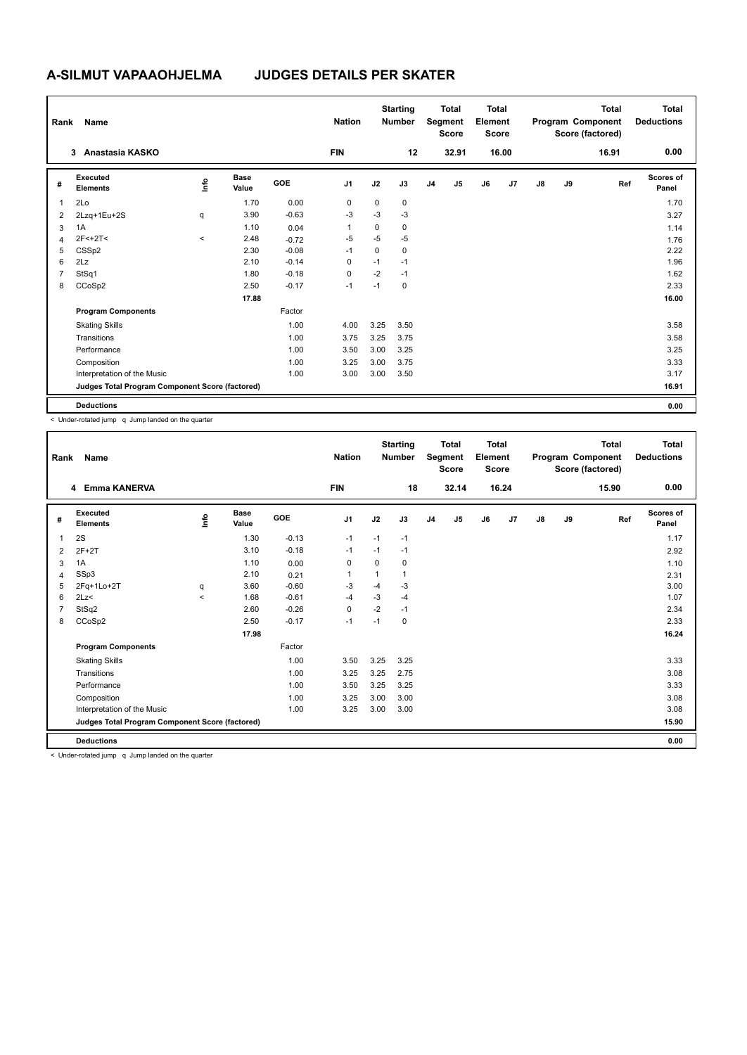# A-SILMUT VAPAAOHJELMA JUDGES DETAILS PER SKATER

| Rank | Name | Nation | Starting Number | Total Segment Score | Total Element Score | Total Program Component Score (factored) | Total Deductions |
|---|---|---|---|---|---|---|---|
| 3 | Anastasia KASKO | FIN | 12 | 32.91 | 16.00 | 16.91 | 0.00 |

| # | Executed Elements | Info | Base Value | GOE | J1 | J2 | J3 | J4 | J5 | J6 | J7 | J8 | J9 | Ref | Scores of Panel |
|---|---|---|---|---|---|---|---|---|---|---|---|---|---|---|---|
| 1 | 2Lo | | 1.70 | 0.00 | 0 | 0 | 0 | | | | | | | | 1.70 |
| 2 | 2Lzq+1Eu+2S | q | 3.90 | -0.63 | -3 | -3 | -3 | | | | | | | | 3.27 |
| 3 | 1A | | 1.10 | 0.04 | 1 | 0 | 0 | | | | | | | | 1.14 |
| 4 | 2F<+2T< | < | 2.48 | -0.72 | -5 | -5 | -5 | | | | | | | | 1.76 |
| 5 | CSSp2 | | 2.30 | -0.08 | -1 | 0 | 0 | | | | | | | | 2.22 |
| 6 | 2Lz | | 2.10 | -0.14 | 0 | -1 | -1 | | | | | | | | 1.96 |
| 7 | StSq1 | | 1.80 | -0.18 | 0 | -2 | -1 | | | | | | | | 1.62 |
| 8 | CCoSp2 | | 2.50 | -0.17 | -1 | -1 | 0 | | | | | | | | 2.33 |
| | | | 17.88 | | | | | | | | | | | | 16.00 |
| | **Program Components** | | | Factor | | | | | | | | | | | |
| | Skating Skills | | | 1.00 | 4.00 | 3.25 | 3.50 | | | | | | | | 3.58 |
| | Transitions | | | 1.00 | 3.75 | 3.25 | 3.75 | | | | | | | | 3.58 |
| | Performance | | | 1.00 | 3.50 | 3.00 | 3.25 | | | | | | | | 3.25 |
| | Composition | | | 1.00 | 3.25 | 3.00 | 3.75 | | | | | | | | 3.33 |
| | Interpretation of the Music | | | 1.00 | 3.00 | 3.00 | 3.50 | | | | | | | | 3.17 |
| | **Judges Total Program Component Score (factored)** | | | | | | | | | | | | | | 16.91 |
| | **Deductions** | | | | | | | | | | | | | | 0.00 |

< Under-rotated jump q Jump landed on the quarter

| Rank | Name | Nation | Starting Number | Total Segment Score | Total Element Score | Total Program Component Score (factored) | Total Deductions |
|---|---|---|---|---|---|---|---|
| 4 | Emma KANERVA | FIN | 18 | 32.14 | 16.24 | 15.90 | 0.00 |

| # | Executed Elements | Info | Base Value | GOE | J1 | J2 | J3 | J4 | J5 | J6 | J7 | J8 | J9 | Ref | Scores of Panel |
|---|---|---|---|---|---|---|---|---|---|---|---|---|---|---|---|
| 1 | 2S | | 1.30 | -0.13 | -1 | -1 | -1 | | | | | | | | 1.17 |
| 2 | 2F+2T | | 3.10 | -0.18 | -1 | -1 | -1 | | | | | | | | 2.92 |
| 3 | 1A | | 1.10 | 0.00 | 0 | 0 | 0 | | | | | | | | 1.10 |
| 4 | SSp3 | | 2.10 | 0.21 | 1 | 1 | 1 | | | | | | | | 2.31 |
| 5 | 2Fq+1Lo+2T | q | 3.60 | -0.60 | -3 | -4 | -3 | | | | | | | | 3.00 |
| 6 | 2Lz< | < | 1.68 | -0.61 | -4 | -3 | -4 | | | | | | | | 1.07 |
| 7 | StSq2 | | 2.60 | -0.26 | 0 | -2 | -1 | | | | | | | | 2.34 |
| 8 | CCoSp2 | | 2.50 | -0.17 | -1 | -1 | 0 | | | | | | | | 2.33 |
| | | | 17.98 | | | | | | | | | | | | 16.24 |
| | **Program Components** | | | Factor | | | | | | | | | | | |
| | Skating Skills | | | 1.00 | 3.50 | 3.25 | 3.25 | | | | | | | | 3.33 |
| | Transitions | | | 1.00 | 3.25 | 3.25 | 2.75 | | | | | | | | 3.08 |
| | Performance | | | 1.00 | 3.50 | 3.25 | 3.25 | | | | | | | | 3.33 |
| | Composition | | | 1.00 | 3.25 | 3.00 | 3.00 | | | | | | | | 3.08 |
| | Interpretation of the Music | | | 1.00 | 3.25 | 3.00 | 3.00 | | | | | | | | 3.08 |
| | **Judges Total Program Component Score (factored)** | | | | | | | | | | | | | | 15.90 |
| | **Deductions** | | | | | | | | | | | | | | 0.00 |

< Under-rotated jump q Jump landed on the quarter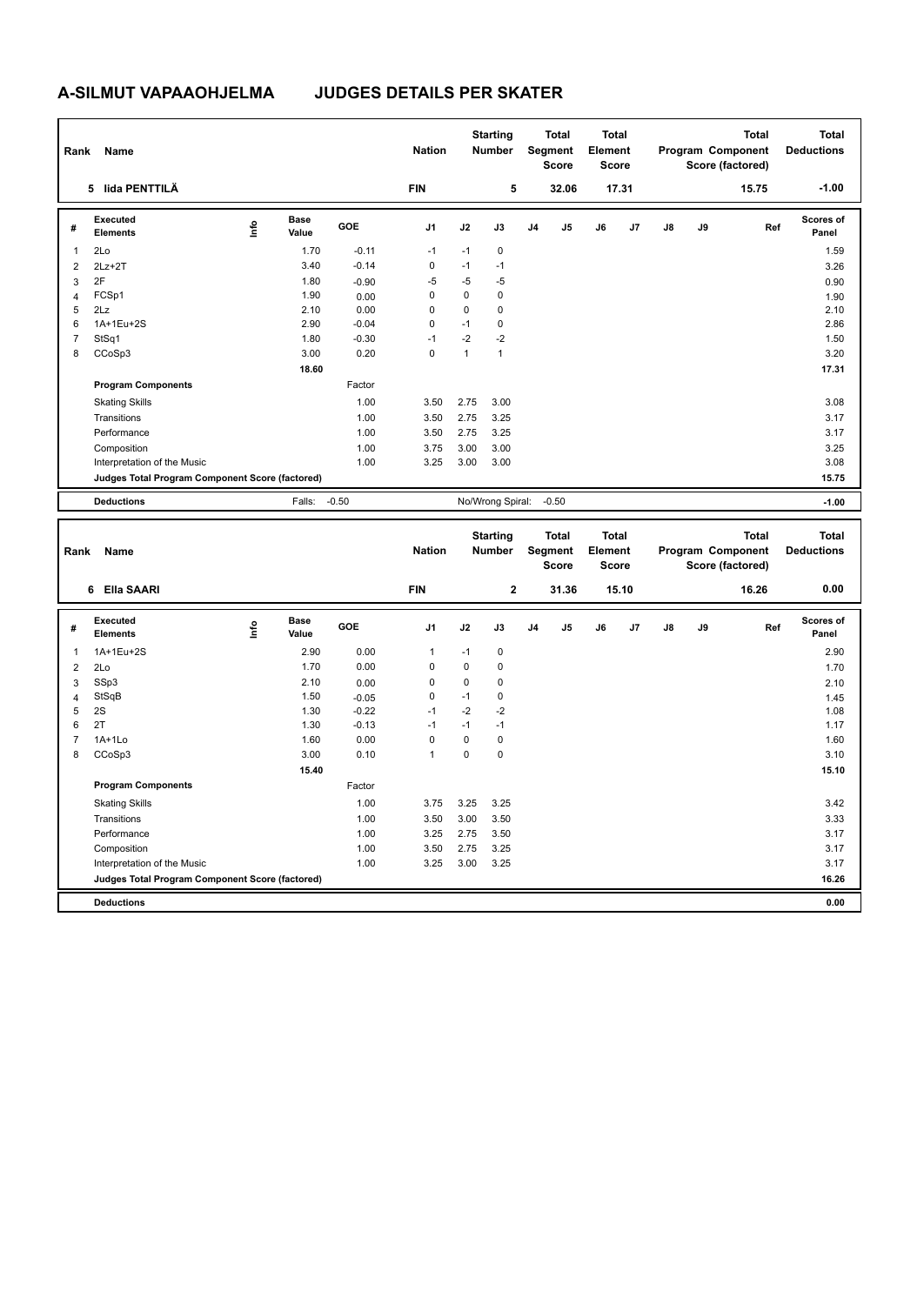# A-SILMUT VAPAAOHJELMA JUDGES DETAILS PER SKATER

| Rank | Name | Nation | Starting Number | Total Segment Score | Total Element Score | Total Program Component Score (factored) | Total Deductions |
|---|---|---|---|---|---|---|---|
| 5 | Iida PENTTILÄ | FIN | 5 | 32.06 | 17.31 | 15.75 | -1.00 |

| # | Executed Elements | Info | Base Value | GOE | J1 | J2 | J3 | J4 | J5 | J6 | J7 | J8 | J9 | Ref | Scores of Panel |
|---|---|---|---|---|---|---|---|---|---|---|---|---|---|---|---|
| 1 | 2Lo | | 1.70 | -0.11 | -1 | -1 | 0 | | | | | | | | 1.59 |
| 2 | 2Lz+2T | | 3.40 | -0.14 | 0 | -1 | -1 | | | | | | | | 3.26 |
| 3 | 2F | | 1.80 | -0.90 | -5 | -5 | -5 | | | | | | | | 0.90 |
| 4 | FCSp1 | | 1.90 | 0.00 | 0 | 0 | 0 | | | | | | | | 1.90 |
| 5 | 2Lz | | 2.10 | 0.00 | 0 | 0 | 0 | | | | | | | | 2.10 |
| 6 | 1A+1Eu+2S | | 2.90 | -0.04 | 0 | -1 | 0 | | | | | | | | 2.86 |
| 7 | StSq1 | | 1.80 | -0.30 | -1 | -2 | -2 | | | | | | | | 1.50 |
| 8 | CCoSp3 | | 3.00 | 0.20 | 0 | 1 | 1 | | | | | | | | 3.20 |
| | | | 18.60 | | | | | | | | | | | | 17.31 |
| | **Program Components** | | | Factor | | | | | | | | | | | |
| | Skating Skills | | | 1.00 | 3.50 | 2.75 | 3.00 | | | | | | | | 3.08 |
| | Transitions | | | 1.00 | 3.50 | 2.75 | 3.25 | | | | | | | | 3.17 |
| | Performance | | | 1.00 | 3.50 | 2.75 | 3.25 | | | | | | | | 3.17 |
| | Composition | | | 1.00 | 3.75 | 3.00 | 3.00 | | | | | | | | 3.25 |
| | Interpretation of the Music | | | 1.00 | 3.25 | 3.00 | 3.00 | | | | | | | | 3.08 |
| | **Judges Total Program Component Score (factored)** | | | | | | | | | | | | | | 15.75 |
| | **Deductions** | | Falls: | -0.50 | | No/Wrong Spiral: | | | -0.50 | | | | | | -1.00 |

| Rank | Name | Nation | Starting Number | Total Segment Score | Total Element Score | Total Program Component Score (factored) | Total Deductions |
|---|---|---|---|---|---|---|---|
| 6 | Ella SAARI | FIN | 2 | 31.36 | 15.10 | 16.26 | 0.00 |

| # | Executed Elements | Info | Base Value | GOE | J1 | J2 | J3 | J4 | J5 | J6 | J7 | J8 | J9 | Ref | Scores of Panel |
|---|---|---|---|---|---|---|---|---|---|---|---|---|---|---|---|
| 1 | 1A+1Eu+2S | | 2.90 | 0.00 | 1 | -1 | 0 | | | | | | | | 2.90 |
| 2 | 2Lo | | 1.70 | 0.00 | 0 | 0 | 0 | | | | | | | | 1.70 |
| 3 | SSp3 | | 2.10 | 0.00 | 0 | 0 | 0 | | | | | | | | 2.10 |
| 4 | StSqB | | 1.50 | -0.05 | 0 | -1 | 0 | | | | | | | | 1.45 |
| 5 | 2S | | 1.30 | -0.22 | -1 | -2 | -2 | | | | | | | | 1.08 |
| 6 | 2T | | 1.30 | -0.13 | -1 | -1 | -1 | | | | | | | | 1.17 |
| 7 | 1A+1Lo | | 1.60 | 0.00 | 0 | 0 | 0 | | | | | | | | 1.60 |
| 8 | CCoSp3 | | 3.00 | 0.10 | 1 | 0 | 0 | | | | | | | | 3.10 |
| | | | 15.40 | | | | | | | | | | | | 15.10 |
| | **Program Components** | | | Factor | | | | | | | | | | | |
| | Skating Skills | | | 1.00 | 3.75 | 3.25 | 3.25 | | | | | | | | 3.42 |
| | Transitions | | | 1.00 | 3.50 | 3.00 | 3.50 | | | | | | | | 3.33 |
| | Performance | | | 1.00 | 3.25 | 2.75 | 3.50 | | | | | | | | 3.17 |
| | Composition | | | 1.00 | 3.50 | 2.75 | 3.25 | | | | | | | | 3.17 |
| | Interpretation of the Music | | | 1.00 | 3.25 | 3.00 | 3.25 | | | | | | | | 3.17 |
| | **Judges Total Program Component Score (factored)** | | | | | | | | | | | | | | 16.26 |
| | **Deductions** | | | | | | | | | | | | | | 0.00 |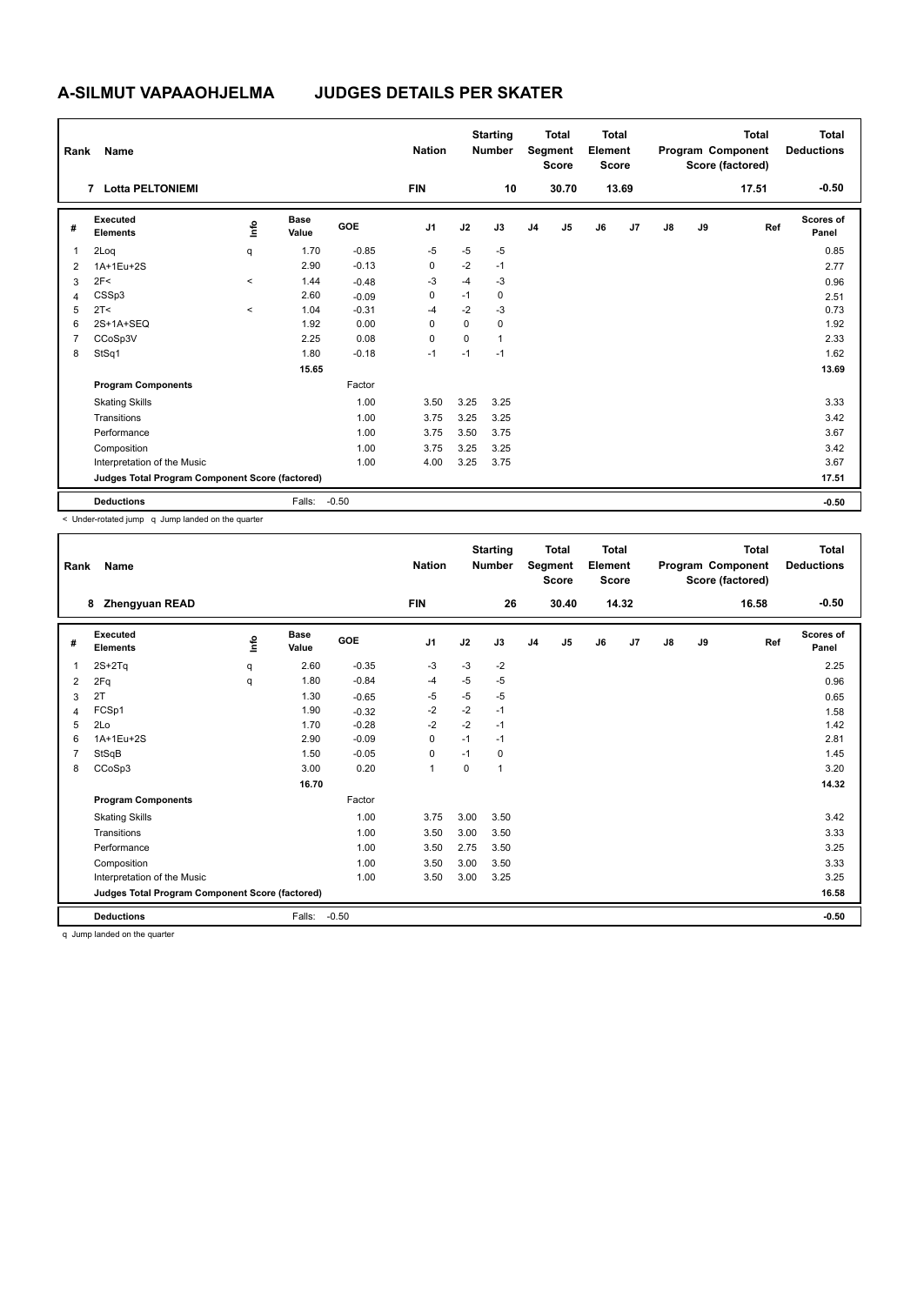# A-SILMUT VAPAAOHJELMA JUDGES DETAILS PER SKATER

| Rank | Name | Nation | Starting Number | Total Segment Score | Total Element Score | Total Program Component Score (factored) | Total Deductions |
|---|---|---|---|---|---|---|---|
| 7 | Lotta PELTONIEMI | FIN | 10 | 30.70 | 13.69 | 17.51 | -0.50 |

| # | Executed Elements | Info | Base Value | GOE | J1 | J2 | J3 | J4 | J5 | J6 | J7 | J8 | J9 | Ref | Scores of Panel |
|---|---|---|---|---|---|---|---|---|---|---|---|---|---|---|---|
| 1 | 2Loq | q | 1.70 | -0.85 | -5 | -5 | -5 | | | | | | | | 0.85 |
| 2 | 1A+1Eu+2S | | 2.90 | -0.13 | 0 | -2 | -1 | | | | | | | | 2.77 |
| 3 | 2F< | < | 1.44 | -0.48 | -3 | -4 | -3 | | | | | | | | 0.96 |
| 4 | CSSp3 | | 2.60 | -0.09 | 0 | -1 | 0 | | | | | | | | 2.51 |
| 5 | 2T< | < | 1.04 | -0.31 | -4 | -2 | -3 | | | | | | | | 0.73 |
| 6 | 2S+1A+SEQ | | 1.92 | 0.00 | 0 | 0 | 0 | | | | | | | | 1.92 |
| 7 | CCoSp3V | | 2.25 | 0.08 | 0 | 0 | 1 | | | | | | | | 2.33 |
| 8 | StSq1 | | 1.80 | -0.18 | -1 | -1 | -1 | | | | | | | | 1.62 |
| | | | 15.65 | | | | | | | | | | | | 13.69 |
| | **Program Components** | | | Factor | | | | | | | | | | | |
| | Skating Skills | | | 1.00 | 3.50 | 3.25 | 3.25 | | | | | | | | 3.33 |
| | Transitions | | | 1.00 | 3.75 | 3.25 | 3.25 | | | | | | | | 3.42 |
| | Performance | | | 1.00 | 3.75 | 3.50 | 3.75 | | | | | | | | 3.67 |
| | Composition | | | 1.00 | 3.75 | 3.25 | 3.25 | | | | | | | | 3.42 |
| | Interpretation of the Music | | | 1.00 | 4.00 | 3.25 | 3.75 | | | | | | | | 3.67 |
| | **Judges Total Program Component Score (factored)** | | | | | | | | | | | | | | 17.51 |
| | **Deductions** | | Falls: | -0.50 | | | | | | | | | | | -0.50 |

< Under-rotated jump q Jump landed on the quarter

| Rank | Name | Nation | Starting Number | Total Segment Score | Total Element Score | Total Program Component Score (factored) | Total Deductions |
|---|---|---|---|---|---|---|---|
| 8 | Zhengyuan READ | FIN | 26 | 30.40 | 14.32 | 16.58 | -0.50 |

| # | Executed Elements | Info | Base Value | GOE | J1 | J2 | J3 | J4 | J5 | J6 | J7 | J8 | J9 | Ref | Scores of Panel |
|---|---|---|---|---|---|---|---|---|---|---|---|---|---|---|---|
| 1 | 2S+2Tq | q | 2.60 | -0.35 | -3 | -3 | -2 | | | | | | | | 2.25 |
| 2 | 2Fq | q | 1.80 | -0.84 | -4 | -5 | -5 | | | | | | | | 0.96 |
| 3 | 2T | | 1.30 | -0.65 | -5 | -5 | -5 | | | | | | | | 0.65 |
| 4 | FCSp1 | | 1.90 | -0.32 | -2 | -2 | -1 | | | | | | | | 1.58 |
| 5 | 2Lo | | 1.70 | -0.28 | -2 | -2 | -1 | | | | | | | | 1.42 |
| 6 | 1A+1Eu+2S | | 2.90 | -0.09 | 0 | -1 | -1 | | | | | | | | 2.81 |
| 7 | StSqB | | 1.50 | -0.05 | 0 | -1 | 0 | | | | | | | | 1.45 |
| 8 | CCoSp3 | | 3.00 | 0.20 | 1 | 0 | 1 | | | | | | | | 3.20 |
| | | | 16.70 | | | | | | | | | | | | 14.32 |
| | **Program Components** | | | Factor | | | | | | | | | | | |
| | Skating Skills | | | 1.00 | 3.75 | 3.00 | 3.50 | | | | | | | | 3.42 |
| | Transitions | | | 1.00 | 3.50 | 3.00 | 3.50 | | | | | | | | 3.33 |
| | Performance | | | 1.00 | 3.50 | 2.75 | 3.50 | | | | | | | | 3.25 |
| | Composition | | | 1.00 | 3.50 | 3.00 | 3.50 | | | | | | | | 3.33 |
| | Interpretation of the Music | | | 1.00 | 3.50 | 3.00 | 3.25 | | | | | | | | 3.25 |
| | **Judges Total Program Component Score (factored)** | | | | | | | | | | | | | | 16.58 |
| | **Deductions** | | Falls: | -0.50 | | | | | | | | | | | -0.50 |

q Jump landed on the quarter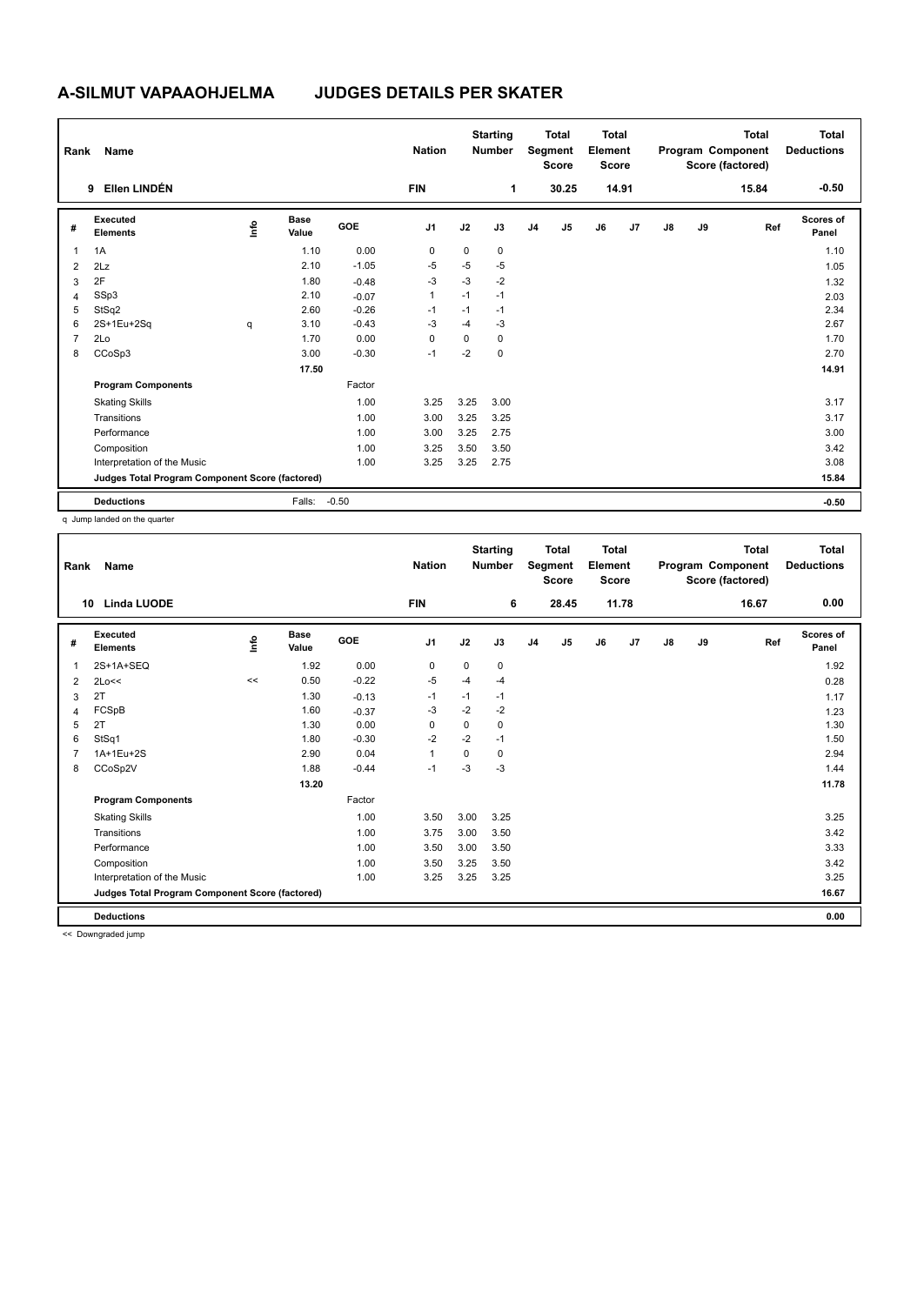# A-SILMUT VAPAAOHJELMA JUDGES DETAILS PER SKATER

| Rank | Name | Nation | Starting Number | Total Segment Score | Total Element Score | Total Program Component Score (factored) | Total Deductions |
|---|---|---|---|---|---|---|---|
| 9 | Ellen LINDÉN | FIN | 1 | 30.25 | 14.91 | 15.84 | -0.50 |

| # | Executed Elements | Info | Base Value | GOE | J1 | J2 | J3 | J4 | J5 | J6 | J7 | J8 | J9 | Ref | Scores of Panel |
|---|---|---|---|---|---|---|---|---|---|---|---|---|---|---|---|
| 1 | 1A | | 1.10 | 0.00 | 0 | 0 | 0 | | | | | | | | 1.10 |
| 2 | 2Lz | | 2.10 | -1.05 | -5 | -5 | -5 | | | | | | | | 1.05 |
| 3 | 2F | | 1.80 | -0.48 | -3 | -3 | -2 | | | | | | | | 1.32 |
| 4 | SSp3 | | 2.10 | -0.07 | 1 | -1 | -1 | | | | | | | | 2.03 |
| 5 | StSq2 | | 2.60 | -0.26 | -1 | -1 | -1 | | | | | | | | 2.34 |
| 6 | 2S+1Eu+2Sq | q | 3.10 | -0.43 | -3 | -4 | -3 | | | | | | | | 2.67 |
| 7 | 2Lo | | 1.70 | 0.00 | 0 | 0 | 0 | | | | | | | | 1.70 |
| 8 | CCoSp3 | | 3.00 | -0.30 | -1 | -2 | 0 | | | | | | | | 2.70 |
| | | | 17.50 | | | | | | | | | | | | 14.91 |
| | **Program Components** | | | Factor | | | | | | | | | | | |
| | Skating Skills | | | 1.00 | 3.25 | 3.25 | 3.00 | | | | | | | | 3.17 |
| | Transitions | | | 1.00 | 3.00 | 3.25 | 3.25 | | | | | | | | 3.17 |
| | Performance | | | 1.00 | 3.00 | 3.25 | 2.75 | | | | | | | | 3.00 |
| | Composition | | | 1.00 | 3.25 | 3.50 | 3.50 | | | | | | | | 3.42 |
| | Interpretation of the Music | | | 1.00 | 3.25 | 3.25 | 2.75 | | | | | | | | 3.08 |
| | **Judges Total Program Component Score (factored)** | | | | | | | | | | | | | | 15.84 |
| | **Deductions** | | Falls: | -0.50 | | | | | | | | | | | -0.50 |

q Jump landed on the quarter

| Rank | Name | Nation | Starting Number | Total Segment Score | Total Element Score | Total Program Component Score (factored) | Total Deductions |
|---|---|---|---|---|---|---|---|
| 10 | Linda LUODE | FIN | 6 | 28.45 | 11.78 | 16.67 | 0.00 |

| # | Executed Elements | Info | Base Value | GOE | J1 | J2 | J3 | J4 | J5 | J6 | J7 | J8 | J9 | Ref | Scores of Panel |
|---|---|---|---|---|---|---|---|---|---|---|---|---|---|---|---|
| 1 | 2S+1A+SEQ | | 1.92 | 0.00 | 0 | 0 | 0 | | | | | | | | 1.92 |
| 2 | 2Lo<< | << | 0.50 | -0.22 | -5 | -4 | -4 | | | | | | | | 0.28 |
| 3 | 2T | | 1.30 | -0.13 | -1 | -1 | -1 | | | | | | | | 1.17 |
| 4 | FCSpB | | 1.60 | -0.37 | -3 | -2 | -2 | | | | | | | | 1.23 |
| 5 | 2T | | 1.30 | 0.00 | 0 | 0 | 0 | | | | | | | | 1.30 |
| 6 | StSq1 | | 1.80 | -0.30 | -2 | -2 | -1 | | | | | | | | 1.50 |
| 7 | 1A+1Eu+2S | | 2.90 | 0.04 | 1 | 0 | 0 | | | | | | | | 2.94 |
| 8 | CCoSp2V | | 1.88 | -0.44 | -1 | -3 | -3 | | | | | | | | 1.44 |
| | | | 13.20 | | | | | | | | | | | | 11.78 |
| | **Program Components** | | | Factor | | | | | | | | | | | |
| | Skating Skills | | | 1.00 | 3.50 | 3.00 | 3.25 | | | | | | | | 3.25 |
| | Transitions | | | 1.00 | 3.75 | 3.00 | 3.50 | | | | | | | | 3.42 |
| | Performance | | | 1.00 | 3.50 | 3.00 | 3.50 | | | | | | | | 3.33 |
| | Composition | | | 1.00 | 3.50 | 3.25 | 3.50 | | | | | | | | 3.42 |
| | Interpretation of the Music | | | 1.00 | 3.25 | 3.25 | 3.25 | | | | | | | | 3.25 |
| | **Judges Total Program Component Score (factored)** | | | | | | | | | | | | | | 16.67 |
| | **Deductions** | | | | | | | | | | | | | | 0.00 |

<< Downgraded jump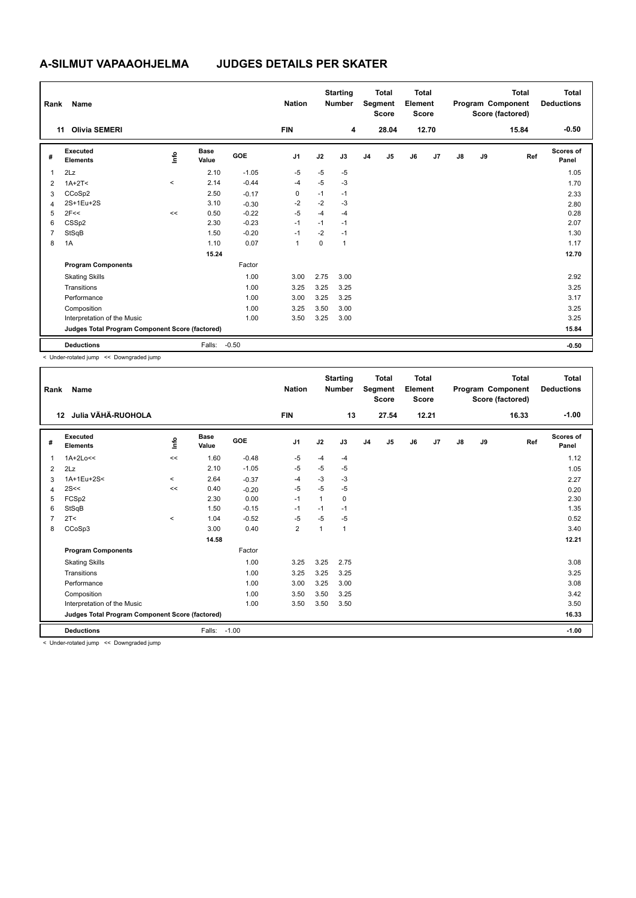# A-SILMUT VAPAAOHJELMA JUDGES DETAILS PER SKATER

| Rank | Name | Nation | Starting Number | Total Segment Score | Total Element Score | Total Program Component Score (factored) | Total Deductions |
|---|---|---|---|---|---|---|---|
| 11 | Olivia SEMERI | FIN | 4 | 28.04 | 12.70 | 15.84 | -0.50 |

| # | Executed Elements | Info | Base Value | GOE | J1 | J2 | J3 | J4 | J5 | J6 | J7 | J8 | J9 | Ref | Scores of Panel |
|---|---|---|---|---|---|---|---|---|---|---|---|---|---|---|---|
| 1 | 2Lz | | 2.10 | -1.05 | -5 | -5 | -5 | | | | | | | | 1.05 |
| 2 | 1A+2T< | < | 2.14 | -0.44 | -4 | -5 | -3 | | | | | | | | 1.70 |
| 3 | CCoSp2 | | 2.50 | -0.17 | 0 | -1 | -1 | | | | | | | | 2.33 |
| 4 | 2S+1Eu+2S | | 3.10 | -0.30 | -2 | -2 | -3 | | | | | | | | 2.80 |
| 5 | 2F<< | << | 0.50 | -0.22 | -5 | -4 | -4 | | | | | | | | 0.28 |
| 6 | CSSp2 | | 2.30 | -0.23 | -1 | -1 | -1 | | | | | | | | 2.07 |
| 7 | StSqB | | 1.50 | -0.20 | -1 | -2 | -1 | | | | | | | | 1.30 |
| 8 | 1A | | 1.10 | 0.07 | 1 | 0 | 1 | | | | | | | | 1.17 |
| | | | 15.24 | | | | | | | | | | | | 12.70 |
| | **Program Components** | | | Factor | | | | | | | | | | | |
| | Skating Skills | | | 1.00 | 3.00 | 2.75 | 3.00 | | | | | | | | 2.92 |
| | Transitions | | | 1.00 | 3.25 | 3.25 | 3.25 | | | | | | | | 3.25 |
| | Performance | | | 1.00 | 3.00 | 3.25 | 3.25 | | | | | | | | 3.17 |
| | Composition | | | 1.00 | 3.25 | 3.50 | 3.00 | | | | | | | | 3.25 |
| | Interpretation of the Music | | | 1.00 | 3.50 | 3.25 | 3.00 | | | | | | | | 3.25 |
| | **Judges Total Program Component Score (factored)** | | | | | | | | | | | | | | 15.84 |
| | **Deductions** | | Falls: | -0.50 | | | | | | | | | | | -0.50 |

< Under-rotated jump << Downgraded jump

| Rank | Name | Nation | Starting Number | Total Segment Score | Total Element Score | Total Program Component Score (factored) | Total Deductions |
|---|---|---|---|---|---|---|---|
| 12 | Julia VÄHÄ-RUOHOLA | FIN | 13 | 27.54 | 12.21 | 16.33 | -1.00 |

| # | Executed Elements | Info | Base Value | GOE | J1 | J2 | J3 | J4 | J5 | J6 | J7 | J8 | J9 | Ref | Scores of Panel |
|---|---|---|---|---|---|---|---|---|---|---|---|---|---|---|---|
| 1 | 1A+2Lo<< | << | 1.60 | -0.48 | -5 | -4 | -4 | | | | | | | | 1.12 |
| 2 | 2Lz | | 2.10 | -1.05 | -5 | -5 | -5 | | | | | | | | 1.05 |
| 3 | 1A+1Eu+2S< | < | 2.64 | -0.37 | -4 | -3 | -3 | | | | | | | | 2.27 |
| 4 | 2S<< | << | 0.40 | -0.20 | -5 | -5 | -5 | | | | | | | | 0.20 |
| 5 | FCSp2 | | 2.30 | 0.00 | -1 | 1 | 0 | | | | | | | | 2.30 |
| 6 | StSqB | | 1.50 | -0.15 | -1 | -1 | -1 | | | | | | | | 1.35 |
| 7 | 2T< | < | 1.04 | -0.52 | -5 | -5 | -5 | | | | | | | | 0.52 |
| 8 | CCoSp3 | | 3.00 | 0.40 | 2 | 1 | 1 | | | | | | | | 3.40 |
| | | | 14.58 | | | | | | | | | | | | 12.21 |
| | **Program Components** | | | Factor | | | | | | | | | | | |
| | Skating Skills | | | 1.00 | 3.25 | 3.25 | 2.75 | | | | | | | | 3.08 |
| | Transitions | | | 1.00 | 3.25 | 3.25 | 3.25 | | | | | | | | 3.25 |
| | Performance | | | 1.00 | 3.00 | 3.25 | 3.00 | | | | | | | | 3.08 |
| | Composition | | | 1.00 | 3.50 | 3.50 | 3.25 | | | | | | | | 3.42 |
| | Interpretation of the Music | | | 1.00 | 3.50 | 3.50 | 3.50 | | | | | | | | 3.50 |
| | **Judges Total Program Component Score (factored)** | | | | | | | | | | | | | | 16.33 |
| | **Deductions** | | Falls: | -1.00 | | | | | | | | | | | -1.00 |

< Under-rotated jump << Downgraded jump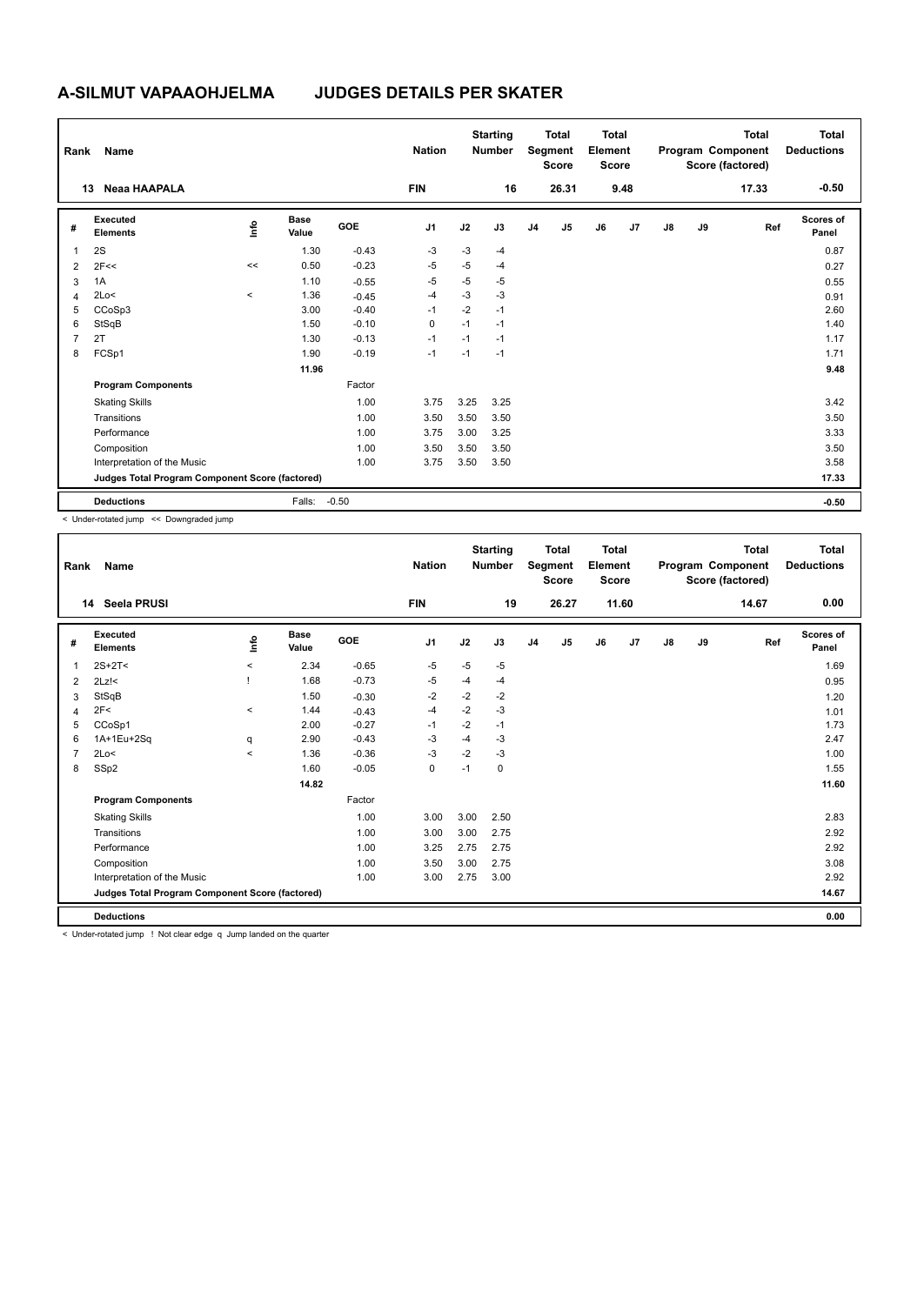# A-SILMUT VAPAAOHJELMA JUDGES DETAILS PER SKATER

| Rank | Name | Nation | Starting Number | Total Segment Score | Total Element Score | Total Program Component Score (factored) | Total Deductions |
|---|---|---|---|---|---|---|---|
| 13 | Neaa HAAPALA | FIN | 16 | 26.31 | 9.48 | 17.33 | -0.50 |

| # | Executed Elements | Info | Base Value | GOE | J1 | J2 | J3 | J4 | J5 | J6 | J7 | J8 | J9 | Ref | Scores of Panel |
|---|---|---|---|---|---|---|---|---|---|---|---|---|---|---|---|
| 1 | 2S | | 1.30 | -0.43 | -3 | -3 | -4 | | | | | | | | 0.87 |
| 2 | 2F<< | << | 0.50 | -0.23 | -5 | -5 | -4 | | | | | | | | 0.27 |
| 3 | 1A | | 1.10 | -0.55 | -5 | -5 | -5 | | | | | | | | 0.55 |
| 4 | 2Lo< | < | 1.36 | -0.45 | -4 | -3 | -3 | | | | | | | | 0.91 |
| 5 | CCoSp3 | | 3.00 | -0.40 | -1 | -2 | -1 | | | | | | | | 2.60 |
| 6 | StSqB | | 1.50 | -0.10 | 0 | -1 | -1 | | | | | | | | 1.40 |
| 7 | 2T | | 1.30 | -0.13 | -1 | -1 | -1 | | | | | | | | 1.17 |
| 8 | FCSp1 | | 1.90 | -0.19 | -1 | -1 | -1 | | | | | | | | 1.71 |
| | | | 11.96 | | | | | | | | | | | | 9.48 |
| | **Program Components** | | | Factor | | | | | | | | | | | |
| | Skating Skills | | | 1.00 | 3.75 | 3.25 | 3.25 | | | | | | | | 3.42 |
| | Transitions | | | 1.00 | 3.50 | 3.50 | 3.50 | | | | | | | | 3.50 |
| | Performance | | | 1.00 | 3.75 | 3.00 | 3.25 | | | | | | | | 3.33 |
| | Composition | | | 1.00 | 3.50 | 3.50 | 3.50 | | | | | | | | 3.50 |
| | Interpretation of the Music | | | 1.00 | 3.75 | 3.50 | 3.50 | | | | | | | | 3.58 |
| | **Judges Total Program Component Score (factored)** | | | | | | | | | | | | | | 17.33 |
| | **Deductions** | | Falls: | -0.50 | | | | | | | | | | | -0.50 |

< Under-rotated jump << Downgraded jump

| Rank | Name | Nation | Starting Number | Total Segment Score | Total Element Score | Total Program Component Score (factored) | Total Deductions |
|---|---|---|---|---|---|---|---|
| 14 | Seela PRUSI | FIN | 19 | 26.27 | 11.60 | 14.67 | 0.00 |

| # | Executed Elements | Info | Base Value | GOE | J1 | J2 | J3 | J4 | J5 | J6 | J7 | J8 | J9 | Ref | Scores of Panel |
|---|---|---|---|---|---|---|---|---|---|---|---|---|---|---|---|
| 1 | 2S+2T< | < | 2.34 | -0.65 | -5 | -5 | -5 | | | | | | | | 1.69 |
| 2 | 2Lz!< | ! | 1.68 | -0.73 | -5 | -4 | -4 | | | | | | | | 0.95 |
| 3 | StSqB | | 1.50 | -0.30 | -2 | -2 | -2 | | | | | | | | 1.20 |
| 4 | 2F< | < | 1.44 | -0.43 | -4 | -2 | -3 | | | | | | | | 1.01 |
| 5 | CCoSp1 | | 2.00 | -0.27 | -1 | -2 | -1 | | | | | | | | 1.73 |
| 6 | 1A+1Eu+2Sq | q | 2.90 | -0.43 | -3 | -4 | -3 | | | | | | | | 2.47 |
| 7 | 2Lo< | < | 1.36 | -0.36 | -3 | -2 | -3 | | | | | | | | 1.00 |
| 8 | SSp2 | | 1.60 | -0.05 | 0 | -1 | 0 | | | | | | | | 1.55 |
| | | | 14.82 | | | | | | | | | | | | 11.60 |
| | **Program Components** | | | Factor | | | | | | | | | | | |
| | Skating Skills | | | 1.00 | 3.00 | 3.00 | 2.50 | | | | | | | | 2.83 |
| | Transitions | | | 1.00 | 3.00 | 3.00 | 2.75 | | | | | | | | 2.92 |
| | Performance | | | 1.00 | 3.25 | 2.75 | 2.75 | | | | | | | | 2.92 |
| | Composition | | | 1.00 | 3.50 | 3.00 | 2.75 | | | | | | | | 3.08 |
| | Interpretation of the Music | | | 1.00 | 3.00 | 2.75 | 3.00 | | | | | | | | 2.92 |
| | **Judges Total Program Component Score (factored)** | | | | | | | | | | | | | | 14.67 |
| | **Deductions** | | | | | | | | | | | | | | 0.00 |

< Under-rotated jump ! Not clear edge q Jump landed on the quarter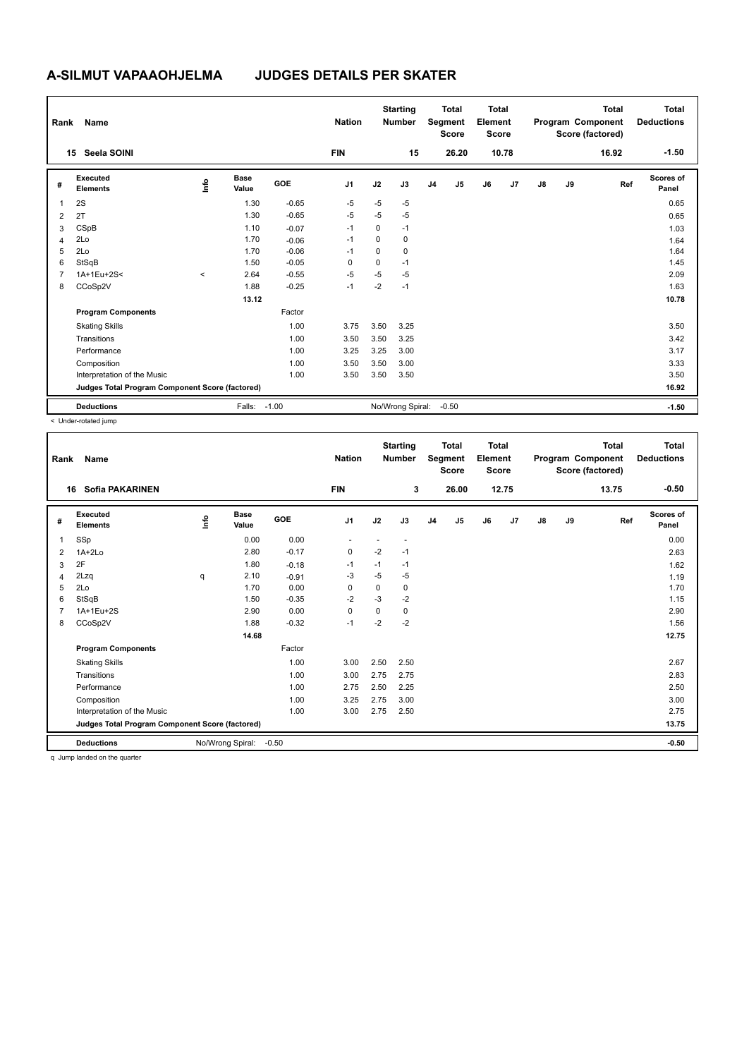# A-SILMUT VAPAAOHJELMA JUDGES DETAILS PER SKATER

| Rank | Name | Nation | Starting Number | Total Segment Score | Total Element Score | Total Program Component Score (factored) | Total Deductions |
|---|---|---|---|---|---|---|---|
| 15 | Seela SOINI | FIN | 15 | 26.20 | 10.78 | 16.92 | -1.50 |

| # | Executed Elements | Info | Base Value | GOE | J1 | J2 | J3 | J4 | J5 | J6 | J7 | J8 | J9 | Ref | Scores of Panel |
|---|---|---|---|---|---|---|---|---|---|---|---|---|---|---|---|
| 1 | 2S | | 1.30 | -0.65 | -5 | -5 | -5 | | | | | | | | 0.65 |
| 2 | 2T | | 1.30 | -0.65 | -5 | -5 | -5 | | | | | | | | 0.65 |
| 3 | CSpB | | 1.10 | -0.07 | -1 | 0 | -1 | | | | | | | | 1.03 |
| 4 | 2Lo | | 1.70 | -0.06 | -1 | 0 | 0 | | | | | | | | 1.64 |
| 5 | 2Lo | | 1.70 | -0.06 | -1 | 0 | 0 | | | | | | | | 1.64 |
| 6 | StSqB | | 1.50 | -0.05 | 0 | 0 | -1 | | | | | | | | 1.45 |
| 7 | 1A+1Eu+2S< | < | 2.64 | -0.55 | -5 | -5 | -5 | | | | | | | | 2.09 |
| 8 | CCoSp2V | | 1.88 | -0.25 | -1 | -2 | -1 | | | | | | | | 1.63 |
| | | | 13.12 | | | | | | | | | | | | 10.78 |
| | **Program Components** | | | Factor | | | | | | | | | | | |
| | Skating Skills | | | 1.00 | 3.75 | 3.50 | 3.25 | | | | | | | | 3.50 |
| | Transitions | | | 1.00 | 3.50 | 3.50 | 3.25 | | | | | | | | 3.42 |
| | Performance | | | 1.00 | 3.25 | 3.25 | 3.00 | | | | | | | | 3.17 |
| | Composition | | | 1.00 | 3.50 | 3.50 | 3.00 | | | | | | | | 3.33 |
| | Interpretation of the Music | | | 1.00 | 3.50 | 3.50 | 3.50 | | | | | | | | 3.50 |
| | **Judges Total Program Component Score (factored)** | | | | | | | | | | | | | | 16.92 |
| | **Deductions** | | Falls: | -1.00 | | No/Wrong Spiral: | | -0.50 | | | | | | | -1.50 |

< Under-rotated jump

| Rank | Name | Nation | Starting Number | Total Segment Score | Total Element Score | Total Program Component Score (factored) | Total Deductions |
|---|---|---|---|---|---|---|---|
| 16 | Sofia PAKARINEN | FIN | 3 | 26.00 | 12.75 | 13.75 | -0.50 |

| # | Executed Elements | Info | Base Value | GOE | J1 | J2 | J3 | J4 | J5 | J6 | J7 | J8 | J9 | Ref | Scores of Panel |
|---|---|---|---|---|---|---|---|---|---|---|---|---|---|---|---|
| 1 | SSp | | 0.00 | 0.00 | - | - | - | | | | | | | | 0.00 |
| 2 | 1A+2Lo | | 2.80 | -0.17 | 0 | -2 | -1 | | | | | | | | 2.63 |
| 3 | 2F | | 1.80 | -0.18 | -1 | -1 | -1 | | | | | | | | 1.62 |
| 4 | 2Lzq | q | 2.10 | -0.91 | -3 | -5 | -5 | | | | | | | | 1.19 |
| 5 | 2Lo | | 1.70 | 0.00 | 0 | 0 | 0 | | | | | | | | 1.70 |
| 6 | StSqB | | 1.50 | -0.35 | -2 | -3 | -2 | | | | | | | | 1.15 |
| 7 | 1A+1Eu+2S | | 2.90 | 0.00 | 0 | 0 | 0 | | | | | | | | 2.90 |
| 8 | CCoSp2V | | 1.88 | -0.32 | -1 | -2 | -2 | | | | | | | | 1.56 |
| | | | 14.68 | | | | | | | | | | | | 12.75 |
| | **Program Components** | | | Factor | | | | | | | | | | | |
| | Skating Skills | | | 1.00 | 3.00 | 2.50 | 2.50 | | | | | | | | 2.67 |
| | Transitions | | | 1.00 | 3.00 | 2.75 | 2.75 | | | | | | | | 2.83 |
| | Performance | | | 1.00 | 2.75 | 2.50 | 2.25 | | | | | | | | 2.50 |
| | Composition | | | 1.00 | 3.25 | 2.75 | 3.00 | | | | | | | | 3.00 |
| | Interpretation of the Music | | | 1.00 | 3.00 | 2.75 | 2.50 | | | | | | | | 2.75 |
| | **Judges Total Program Component Score (factored)** | | | | | | | | | | | | | | 13.75 |
| | **Deductions** | | No/Wrong Spiral: | -0.50 | | | | | | | | | | | -0.50 |

q Jump landed on the quarter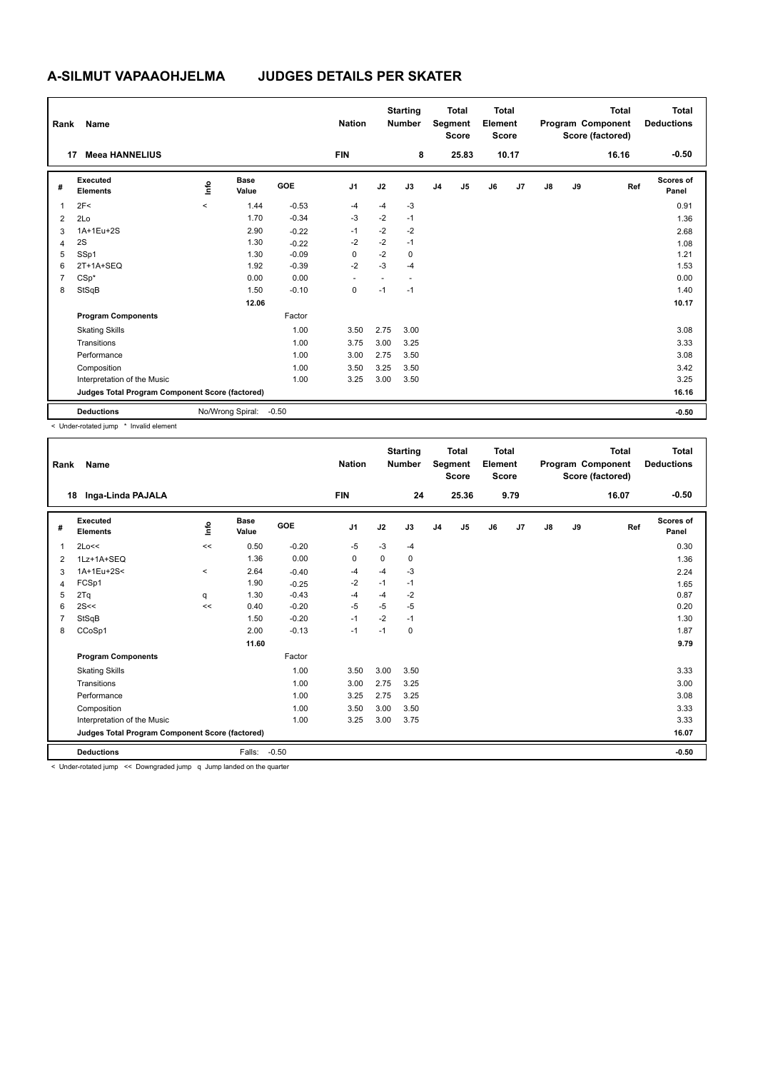# A-SILMUT VAPAAOHJELMA JUDGES DETAILS PER SKATER

| Rank | Name | Nation | Starting Number | Total Segment Score | Total Element Score | Total Program Component Score (factored) | Total Deductions |
|---|---|---|---|---|---|---|---|
| 17 | Meea HANNELIUS | FIN | 8 | 25.83 | 10.17 | 16.16 | -0.50 |

| # | Executed Elements | Info | Base Value | GOE | J1 | J2 | J3 | J4 | J5 | J6 | J7 | J8 | J9 | Ref | Scores of Panel |
|---|---|---|---|---|---|---|---|---|---|---|---|---|---|---|---|
| 1 | 2F< | < | 1.44 | -0.53 | -4 | -4 | -3 | | | | | | | | 0.91 |
| 2 | 2Lo | | 1.70 | -0.34 | -3 | -2 | -1 | | | | | | | | 1.36 |
| 3 | 1A+1Eu+2S | | 2.90 | -0.22 | -1 | -2 | -2 | | | | | | | | 2.68 |
| 4 | 2S | | 1.30 | -0.22 | -2 | -2 | -1 | | | | | | | | 1.08 |
| 5 | SSp1 | | 1.30 | -0.09 | 0 | -2 | 0 | | | | | | | | 1.21 |
| 6 | 2T+1A+SEQ | | 1.92 | -0.39 | -2 | -3 | -4 | | | | | | | | 1.53 |
| 7 | CSp* | | 0.00 | 0.00 | - | - | - | | | | | | | | 0.00 |
| 8 | StSqB | | 1.50 | -0.10 | 0 | -1 | -1 | | | | | | | | 1.40 |
| | | | 12.06 | | | | | | | | | | | | 10.17 |
| | **Program Components** | | | Factor | | | | | | | | | | | |
| | Skating Skills | | | 1.00 | 3.50 | 2.75 | 3.00 | | | | | | | | 3.08 |
| | Transitions | | | 1.00 | 3.75 | 3.00 | 3.25 | | | | | | | | 3.33 |
| | Performance | | | 1.00 | 3.00 | 2.75 | 3.50 | | | | | | | | 3.08 |
| | Composition | | | 1.00 | 3.50 | 3.25 | 3.50 | | | | | | | | 3.42 |
| | Interpretation of the Music | | | 1.00 | 3.25 | 3.00 | 3.50 | | | | | | | | 3.25 |
| | **Judges Total Program Component Score (factored)** | | | | | | | | | | | | | | 16.16 |
| | **Deductions** | | No/Wrong Spiral: | -0.50 | | | | | | | | | | | -0.50 |

< Under-rotated jump * Invalid element

| Rank | Name | Nation | Starting Number | Total Segment Score | Total Element Score | Total Program Component Score (factored) | Total Deductions |
|---|---|---|---|---|---|---|---|
| 18 | Inga-Linda PAJALA | FIN | 24 | 25.36 | 9.79 | 16.07 | -0.50 |

| # | Executed Elements | Info | Base Value | GOE | J1 | J2 | J3 | J4 | J5 | J6 | J7 | J8 | J9 | Ref | Scores of Panel |
|---|---|---|---|---|---|---|---|---|---|---|---|---|---|---|---|
| 1 | 2Lo<< | << | 0.50 | -0.20 | -5 | -3 | -4 | | | | | | | | 0.30 |
| 2 | 1Lz+1A+SEQ | | 1.36 | 0.00 | 0 | 0 | 0 | | | | | | | | 1.36 |
| 3 | 1A+1Eu+2S< | < | 2.64 | -0.40 | -4 | -4 | -3 | | | | | | | | 2.24 |
| 4 | FCSp1 | | 1.90 | -0.25 | -2 | -1 | -1 | | | | | | | | 1.65 |
| 5 | 2Tq | q | 1.30 | -0.43 | -4 | -4 | -2 | | | | | | | | 0.87 |
| 6 | 2S<< | << | 0.40 | -0.20 | -5 | -5 | -5 | | | | | | | | 0.20 |
| 7 | StSqB | | 1.50 | -0.20 | -1 | -2 | -1 | | | | | | | | 1.30 |
| 8 | CCoSp1 | | 2.00 | -0.13 | -1 | -1 | 0 | | | | | | | | 1.87 |
| | | | 11.60 | | | | | | | | | | | | 9.79 |
| | **Program Components** | | | Factor | | | | | | | | | | | |
| | Skating Skills | | | 1.00 | 3.50 | 3.00 | 3.50 | | | | | | | | 3.33 |
| | Transitions | | | 1.00 | 3.00 | 2.75 | 3.25 | | | | | | | | 3.00 |
| | Performance | | | 1.00 | 3.25 | 2.75 | 3.25 | | | | | | | | 3.08 |
| | Composition | | | 1.00 | 3.50 | 3.00 | 3.50 | | | | | | | | 3.33 |
| | Interpretation of the Music | | | 1.00 | 3.25 | 3.00 | 3.75 | | | | | | | | 3.33 |
| | **Judges Total Program Component Score (factored)** | | | | | | | | | | | | | | 16.07 |
| | **Deductions** | | Falls: | -0.50 | | | | | | | | | | | -0.50 |

< Under-rotated jump << Downgraded jump q Jump landed on the quarter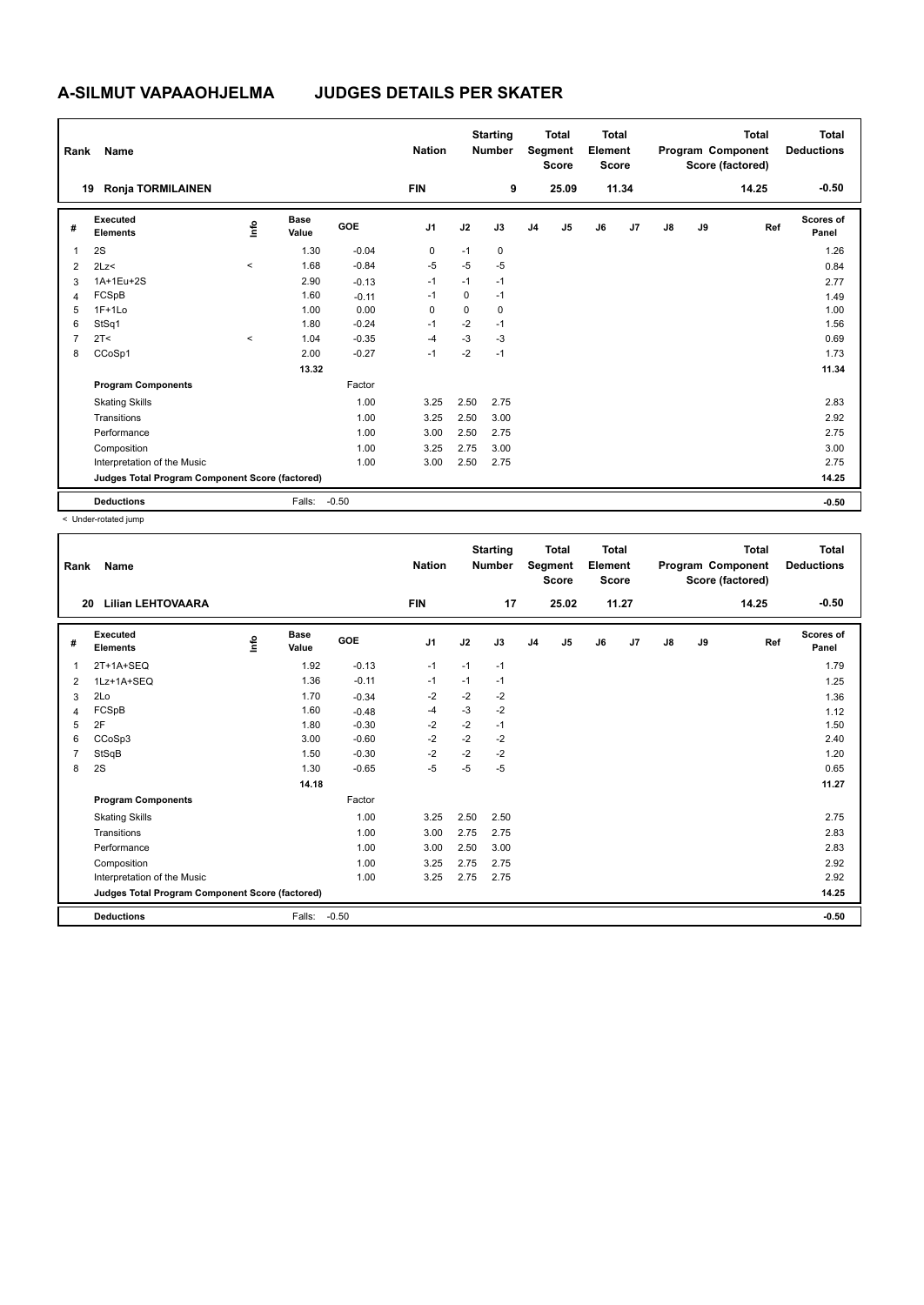# A-SILMUT VAPAAOHJELMA JUDGES DETAILS PER SKATER

| Rank | Name | Nation | Starting Number | Total Segment Score | Total Element Score | Total Program Component Score (factored) | Total Deductions |
|---|---|---|---|---|---|---|---|
| 19 | Ronja TORMILAINEN | FIN | 9 | 25.09 | 11.34 | 14.25 | -0.50 |

| # | Executed Elements | Info | Base Value | GOE | J1 | J2 | J3 | J4 | J5 | J6 | J7 | J8 | J9 | Ref | Scores of Panel |
|---|---|---|---|---|---|---|---|---|---|---|---|---|---|---|---|
| 1 | 2S | | 1.30 | -0.04 | 0 | -1 | 0 | | | | | | | | 1.26 |
| 2 | 2Lz< | < | 1.68 | -0.84 | -5 | -5 | -5 | | | | | | | | 0.84 |
| 3 | 1A+1Eu+2S | | 2.90 | -0.13 | -1 | -1 | -1 | | | | | | | | 2.77 |
| 4 | FCSpB | | 1.60 | -0.11 | -1 | 0 | -1 | | | | | | | | 1.49 |
| 5 | 1F+1Lo | | 1.00 | 0.00 | 0 | 0 | 0 | | | | | | | | 1.00 |
| 6 | StSq1 | | 1.80 | -0.24 | -1 | -2 | -1 | | | | | | | | 1.56 |
| 7 | 2T< | < | 1.04 | -0.35 | -4 | -3 | -3 | | | | | | | | 0.69 |
| 8 | CCoSp1 | | 2.00 | -0.27 | -1 | -2 | -1 | | | | | | | | 1.73 |
| | | | 13.32 | | | | | | | | | | | | 11.34 |
| | **Program Components** | | | Factor | | | | | | | | | | | |
| | Skating Skills | | | 1.00 | 3.25 | 2.50 | 2.75 | | | | | | | | 2.83 |
| | Transitions | | | 1.00 | 3.25 | 2.50 | 3.00 | | | | | | | | 2.92 |
| | Performance | | | 1.00 | 3.00 | 2.50 | 2.75 | | | | | | | | 2.75 |
| | Composition | | | 1.00 | 3.25 | 2.75 | 3.00 | | | | | | | | 3.00 |
| | Interpretation of the Music | | | 1.00 | 3.00 | 2.50 | 2.75 | | | | | | | | 2.75 |
| | **Judges Total Program Component Score (factored)** | | | | | | | | | | | | | | 14.25 |
| | **Deductions** | | Falls: | -0.50 | | | | | | | | | | | -0.50 |

< Under-rotated jump

| Rank | Name | Nation | Starting Number | Total Segment Score | Total Element Score | Total Program Component Score (factored) | Total Deductions |
|---|---|---|---|---|---|---|---|
| 20 | Lilian LEHTOVAARA | FIN | 17 | 25.02 | 11.27 | 14.25 | -0.50 |

| # | Executed Elements | Info | Base Value | GOE | J1 | J2 | J3 | J4 | J5 | J6 | J7 | J8 | J9 | Ref | Scores of Panel |
|---|---|---|---|---|---|---|---|---|---|---|---|---|---|---|---|
| 1 | 2T+1A+SEQ | | 1.92 | -0.13 | -1 | -1 | -1 | | | | | | | | 1.79 |
| 2 | 1Lz+1A+SEQ | | 1.36 | -0.11 | -1 | -1 | -1 | | | | | | | | 1.25 |
| 3 | 2Lo | | 1.70 | -0.34 | -2 | -2 | -2 | | | | | | | | 1.36 |
| 4 | FCSpB | | 1.60 | -0.48 | -4 | -3 | -2 | | | | | | | | 1.12 |
| 5 | 2F | | 1.80 | -0.30 | -2 | -2 | -1 | | | | | | | | 1.50 |
| 6 | CCoSp3 | | 3.00 | -0.60 | -2 | -2 | -2 | | | | | | | | 2.40 |
| 7 | StSqB | | 1.50 | -0.30 | -2 | -2 | -2 | | | | | | | | 1.20 |
| 8 | 2S | | 1.30 | -0.65 | -5 | -5 | -5 | | | | | | | | 0.65 |
| | | | 14.18 | | | | | | | | | | | | 11.27 |
| | **Program Components** | | | Factor | | | | | | | | | | | |
| | Skating Skills | | | 1.00 | 3.25 | 2.50 | 2.50 | | | | | | | | 2.75 |
| | Transitions | | | 1.00 | 3.00 | 2.75 | 2.75 | | | | | | | | 2.83 |
| | Performance | | | 1.00 | 3.00 | 2.50 | 3.00 | | | | | | | | 2.83 |
| | Composition | | | 1.00 | 3.25 | 2.75 | 2.75 | | | | | | | | 2.92 |
| | Interpretation of the Music | | | 1.00 | 3.25 | 2.75 | 2.75 | | | | | | | | 2.92 |
| | **Judges Total Program Component Score (factored)** | | | | | | | | | | | | | | 14.25 |
| | **Deductions** | | Falls: | -0.50 | | | | | | | | | | | -0.50 |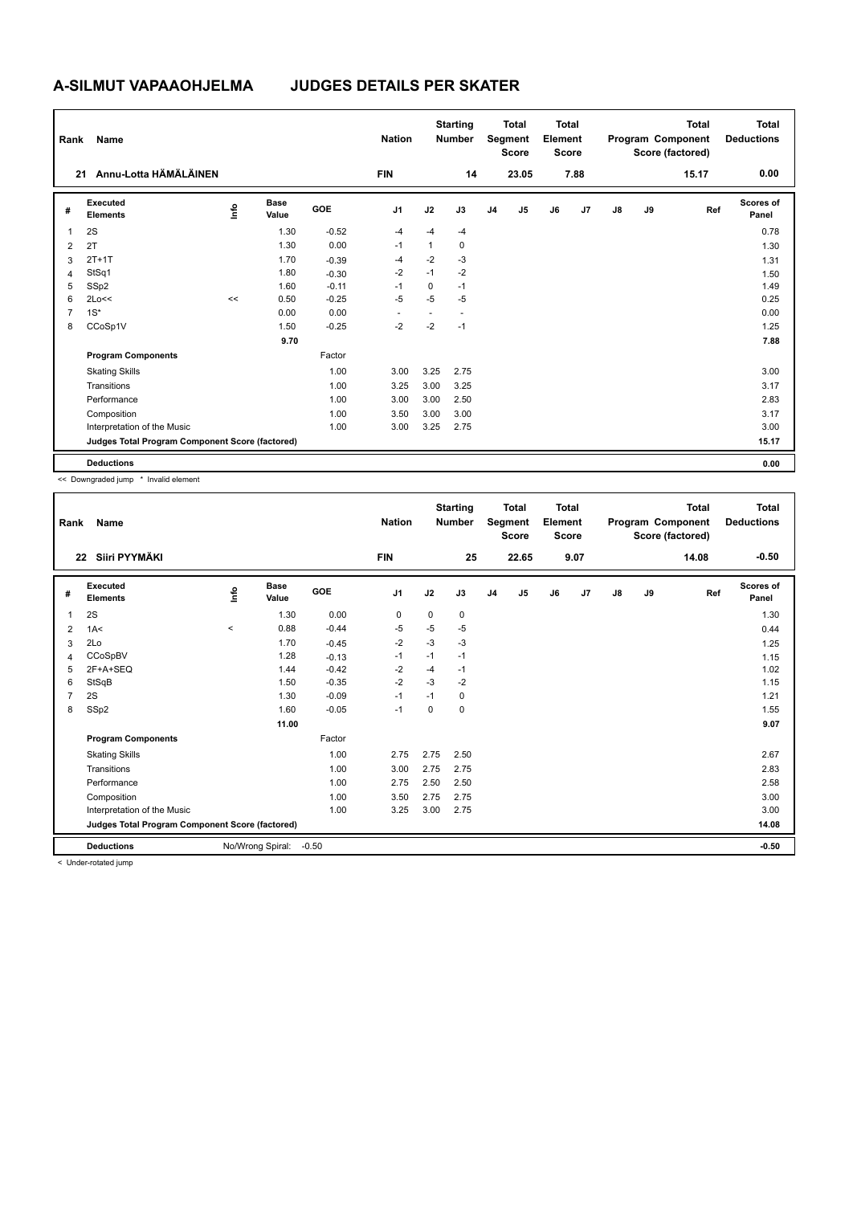# A-SILMUT VAPAAOHJELMA JUDGES DETAILS PER SKATER

| Rank | Name | Nation | Starting Number | Total Segment Score | Total Element Score | Total Program Component Score (factored) | Total Deductions |
|---|---|---|---|---|---|---|---|
| 21 | Annu-Lotta HÄMÄLÄINEN | FIN | 14 | 23.05 | 7.88 | 15.17 | 0.00 |

| # | Executed Elements | Info | Base Value | GOE | J1 | J2 | J3 | J4 | J5 | J6 | J7 | J8 | J9 | Ref | Scores of Panel |
|---|---|---|---|---|---|---|---|---|---|---|---|---|---|---|---|
| 1 | 2S | | 1.30 | -0.52 | -4 | -4 | -4 | | | | | | | | 0.78 |
| 2 | 2T | | 1.30 | 0.00 | -1 | 1 | 0 | | | | | | | | 1.30 |
| 3 | 2T+1T | | 1.70 | -0.39 | -4 | -2 | -3 | | | | | | | | 1.31 |
| 4 | StSq1 | | 1.80 | -0.30 | -2 | -1 | -2 | | | | | | | | 1.50 |
| 5 | SSp2 | | 1.60 | -0.11 | -1 | 0 | -1 | | | | | | | | 1.49 |
| 6 | 2Lo<< | << | 0.50 | -0.25 | -5 | -5 | -5 | | | | | | | | 0.25 |
| 7 | 1S* | | 0.00 | 0.00 | - | - | - | | | | | | | | 0.00 |
| 8 | CCoSp1V | | 1.50 | -0.25 | -2 | -2 | -1 | | | | | | | | 1.25 |
| | | | 9.70 | | | | | | | | | | | | 7.88 |
| | **Program Components** | | | Factor | | | | | | | | | | | |
| | Skating Skills | | | 1.00 | 3.00 | 3.25 | 2.75 | | | | | | | | 3.00 |
| | Transitions | | | 1.00 | 3.25 | 3.00 | 3.25 | | | | | | | | 3.17 |
| | Performance | | | 1.00 | 3.00 | 3.00 | 2.50 | | | | | | | | 2.83 |
| | Composition | | | 1.00 | 3.50 | 3.00 | 3.00 | | | | | | | | 3.17 |
| | Interpretation of the Music | | | 1.00 | 3.00 | 3.25 | 2.75 | | | | | | | | 3.00 |
| | **Judges Total Program Component Score (factored)** | | | | | | | | | | | | | | 15.17 |
| | **Deductions** | | | | | | | | | | | | | | 0.00 |

<< Downgraded jump * Invalid element

| Rank | Name | Nation | Starting Number | Total Segment Score | Total Element Score | Total Program Component Score (factored) | Total Deductions |
|---|---|---|---|---|---|---|---|
| 22 | Siiri PYYMÄKI | FIN | 25 | 22.65 | 9.07 | 14.08 | -0.50 |

| # | Executed Elements | Info | Base Value | GOE | J1 | J2 | J3 | J4 | J5 | J6 | J7 | J8 | J9 | Ref | Scores of Panel |
|---|---|---|---|---|---|---|---|---|---|---|---|---|---|---|---|
| 1 | 2S | | 1.30 | 0.00 | 0 | 0 | 0 | | | | | | | | 1.30 |
| 2 | 1A< | < | 0.88 | -0.44 | -5 | -5 | -5 | | | | | | | | 0.44 |
| 3 | 2Lo | | 1.70 | -0.45 | -2 | -3 | -3 | | | | | | | | 1.25 |
| 4 | CCoSpBV | | 1.28 | -0.13 | -1 | -1 | -1 | | | | | | | | 1.15 |
| 5 | 2F+A+SEQ | | 1.44 | -0.42 | -2 | -4 | -1 | | | | | | | | 1.02 |
| 6 | StSqB | | 1.50 | -0.35 | -2 | -3 | -2 | | | | | | | | 1.15 |
| 7 | 2S | | 1.30 | -0.09 | -1 | -1 | 0 | | | | | | | | 1.21 |
| 8 | SSp2 | | 1.60 | -0.05 | -1 | 0 | 0 | | | | | | | | 1.55 |
| | | | 11.00 | | | | | | | | | | | | 9.07 |
| | **Program Components** | | | Factor | | | | | | | | | | | |
| | Skating Skills | | | 1.00 | 2.75 | 2.75 | 2.50 | | | | | | | | 2.67 |
| | Transitions | | | 1.00 | 3.00 | 2.75 | 2.75 | | | | | | | | 2.83 |
| | Performance | | | 1.00 | 2.75 | 2.50 | 2.50 | | | | | | | | 2.58 |
| | Composition | | | 1.00 | 3.50 | 2.75 | 2.75 | | | | | | | | 3.00 |
| | Interpretation of the Music | | | 1.00 | 3.25 | 3.00 | 2.75 | | | | | | | | 3.00 |
| | **Judges Total Program Component Score (factored)** | | | | | | | | | | | | | | 14.08 |
| | **Deductions** | No/Wrong Spiral: | | -0.50 | | | | | | | | | | | -0.50 |

< Under-rotated jump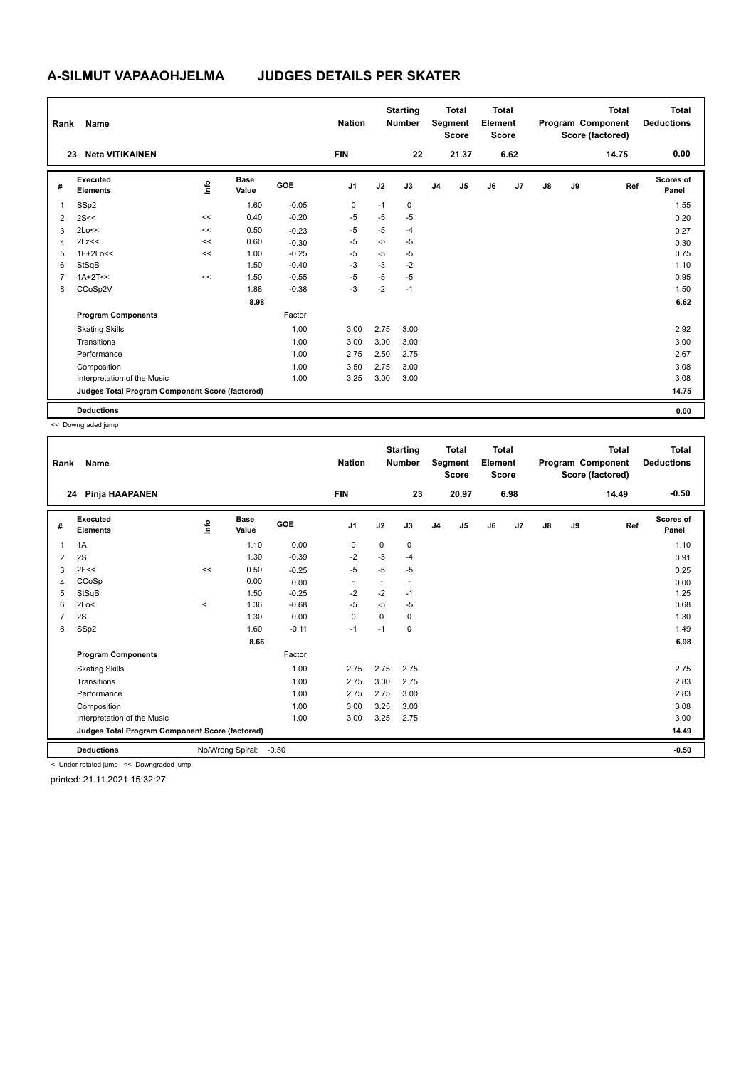# A-SILMUT VAPAAOHJELMA JUDGES DETAILS PER SKATER

| Rank | Name | Nation | Starting Number | Total Segment Score | Total Element Score | Total Program Component Score (factored) | Total Deductions |
|---|---|---|---|---|---|---|---|
| 23 | Neta VITIKAINEN | FIN | 22 | 21.37 | 6.62 | 14.75 | 0.00 |

| # | Executed Elements | Info | Base Value | GOE | J1 | J2 | J3 | J4 | J5 | J6 | J7 | J8 | J9 | Ref | Scores of Panel |
|---|---|---|---|---|---|---|---|---|---|---|---|---|---|---|---|
| 1 | SSp2 | | 1.60 | -0.05 | 0 | -1 | 0 | | | | | | | | 1.55 |
| 2 | 2S<< | << | 0.40 | -0.20 | -5 | -5 | -5 | | | | | | | | 0.20 |
| 3 | 2Lo<< | << | 0.50 | -0.23 | -5 | -5 | -4 | | | | | | | | 0.27 |
| 4 | 2Lz<< | << | 0.60 | -0.30 | -5 | -5 | -5 | | | | | | | | 0.30 |
| 5 | 1F+2Lo<< | << | 1.00 | -0.25 | -5 | -5 | -5 | | | | | | | | 0.75 |
| 6 | StSqB | | 1.50 | -0.40 | -3 | -3 | -2 | | | | | | | | 1.10 |
| 7 | 1A+2T<< | << | 1.50 | -0.55 | -5 | -5 | -5 | | | | | | | | 0.95 |
| 8 | CCoSp2V | | 1.88 | -0.38 | -3 | -2 | -1 | | | | | | | | 1.50 |
| | | | 8.98 | | | | | | | | | | | | 6.62 |
| | **Program Components** | | | Factor | | | | | | | | | | | |
| | Skating Skills | | | 1.00 | 3.00 | 2.75 | 3.00 | | | | | | | | 2.92 |
| | Transitions | | | 1.00 | 3.00 | 3.00 | 3.00 | | | | | | | | 3.00 |
| | Performance | | | 1.00 | 2.75 | 2.50 | 2.75 | | | | | | | | 2.67 |
| | Composition | | | 1.00 | 3.50 | 2.75 | 3.00 | | | | | | | | 3.08 |
| | Interpretation of the Music | | | 1.00 | 3.25 | 3.00 | 3.00 | | | | | | | | 3.08 |
| | **Judges Total Program Component Score (factored)** | | | | | | | | | | | | | | 14.75 |
| | **Deductions** | | | | | | | | | | | | | | 0.00 |

<< Downgraded jump

| Rank | Name | Nation | Starting Number | Total Segment Score | Total Element Score | Total Program Component Score (factored) | Total Deductions |
|---|---|---|---|---|---|---|---|
| 24 | Pinja HAAPANEN | FIN | 23 | 20.97 | 6.98 | 14.49 | -0.50 |

| # | Executed Elements | Info | Base Value | GOE | J1 | J2 | J3 | J4 | J5 | J6 | J7 | J8 | J9 | Ref | Scores of Panel |
|---|---|---|---|---|---|---|---|---|---|---|---|---|---|---|---|
| 1 | 1A | | 1.10 | 0.00 | 0 | 0 | 0 | | | | | | | | 1.10 |
| 2 | 2S | | 1.30 | -0.39 | -2 | -3 | -4 | | | | | | | | 0.91 |
| 3 | 2F<< | << | 0.50 | -0.25 | -5 | -5 | -5 | | | | | | | | 0.25 |
| 4 | CCoSp | | 0.00 | 0.00 | - | - | - | | | | | | | | 0.00 |
| 5 | StSqB | | 1.50 | -0.25 | -2 | -2 | -1 | | | | | | | | 1.25 |
| 6 | 2Lo< | < | 1.36 | -0.68 | -5 | -5 | -5 | | | | | | | | 0.68 |
| 7 | 2S | | 1.30 | 0.00 | 0 | 0 | 0 | | | | | | | | 1.30 |
| 8 | SSp2 | | 1.60 | -0.11 | -1 | -1 | 0 | | | | | | | | 1.49 |
| | | | 8.66 | | | | | | | | | | | | 6.98 |
| | **Program Components** | | | Factor | | | | | | | | | | | |
| | Skating Skills | | | 1.00 | 2.75 | 2.75 | 2.75 | | | | | | | | 2.75 |
| | Transitions | | | 1.00 | 2.75 | 3.00 | 2.75 | | | | | | | | 2.83 |
| | Performance | | | 1.00 | 2.75 | 2.75 | 3.00 | | | | | | | | 2.83 |
| | Composition | | | 1.00 | 3.00 | 3.25 | 3.00 | | | | | | | | 3.08 |
| | Interpretation of the Music | | | 1.00 | 3.00 | 3.25 | 2.75 | | | | | | | | 3.00 |
| | **Judges Total Program Component Score (factored)** | | | | | | | | | | | | | | 14.49 |
| | **Deductions** | No/Wrong Spiral: | -0.50 | | | | | | | | | | | | -0.50 |

< Under-rotated jump << Downgraded jump

printed: 21.11.2021 15:32:27